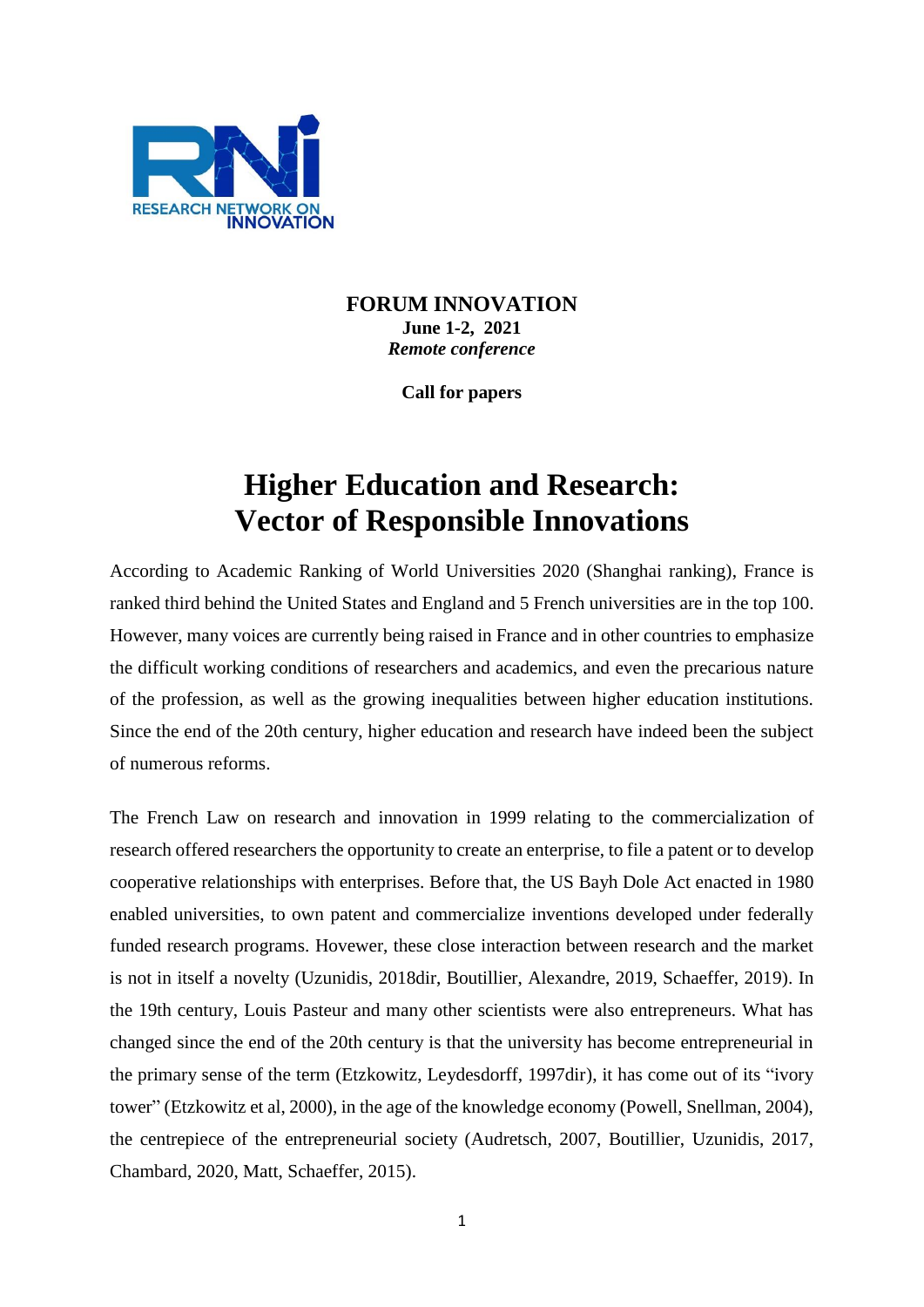RESEARCH NETWORK ON INNOVATION

**FORUM INNOVATION**
**June 1-2, 2021**
***Remote conference***

**Call for papers**

# Higher Education and Research: Vector of Responsible Innovations

According to Academic Ranking of World Universities 2020 (Shanghai ranking), France is ranked third behind the United States and England and 5 French universities are in the top 100. However, many voices are currently being raised in France and in other countries to emphasize the difficult working conditions of researchers and academics, and even the precarious nature of the profession, as well as the growing inequalities between higher education institutions. Since the end of the 20th century, higher education and research have indeed been the subject of numerous reforms.

The French Law on research and innovation in 1999 relating to the commercialization of research offered researchers the opportunity to create an enterprise, to file a patent or to develop cooperative relationships with enterprises. Before that, the US Bayh Dole Act enacted in 1980 enabled universities, to own patent and commercialize inventions developed under federally funded research programs. Hovewer, these close interaction between research and the market is not in itself a novelty (Uzunidis, 2018dir, Boutillier, Alexandre, 2019, Schaeffer, 2019). In the 19th century, Louis Pasteur and many other scientists were also entrepreneurs. What has changed since the end of the 20th century is that the university has become entrepreneurial in the primary sense of the term (Etzkowitz, Leydesdorff, 1997dir), it has come out of its "ivory tower" (Etzkowitz et al, 2000), in the age of the knowledge economy (Powell, Snellman, 2004), the centrepiece of the entrepreneurial society (Audretsch, 2007, Boutillier, Uzunidis, 2017, Chambard, 2020, Matt, Schaeffer, 2015).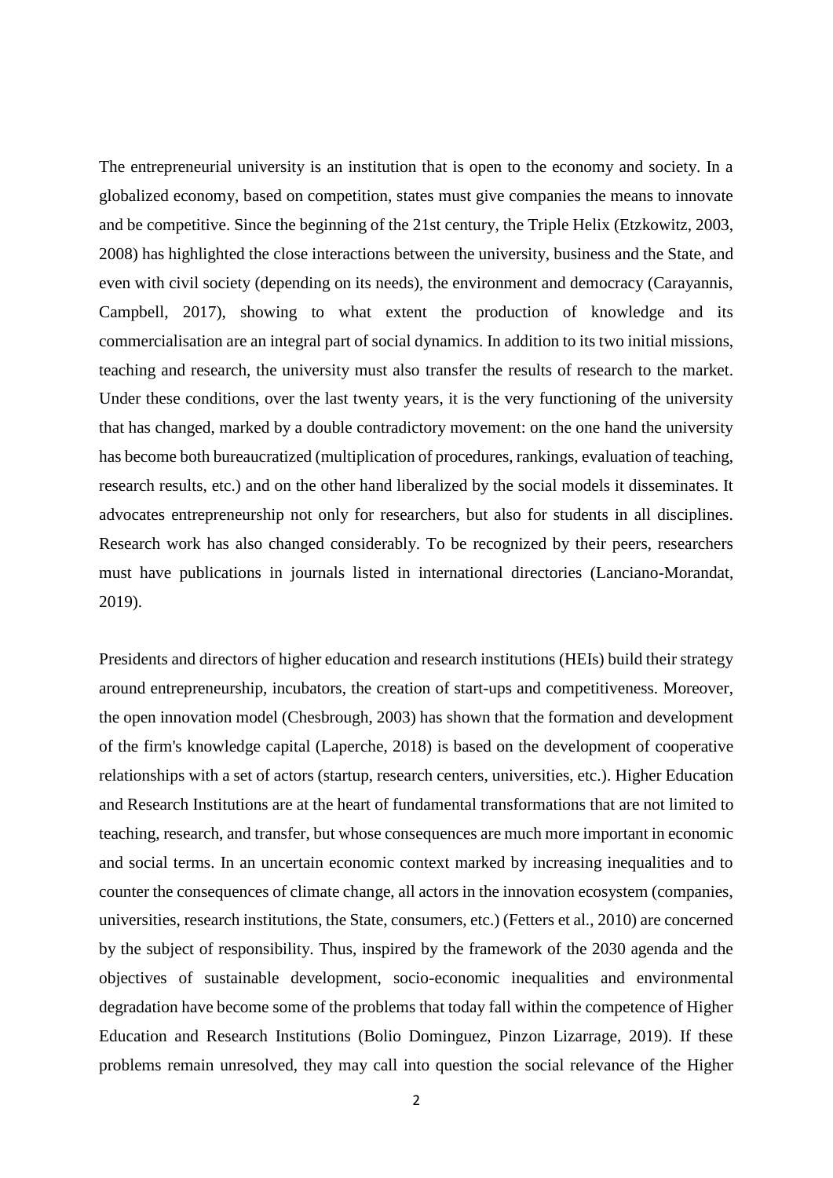The entrepreneurial university is an institution that is open to the economy and society. In a globalized economy, based on competition, states must give companies the means to innovate and be competitive. Since the beginning of the 21st century, the Triple Helix (Etzkowitz, 2003, 2008) has highlighted the close interactions between the university, business and the State, and even with civil society (depending on its needs), the environment and democracy (Carayannis, Campbell, 2017), showing to what extent the production of knowledge and its commercialisation are an integral part of social dynamics. In addition to its two initial missions, teaching and research, the university must also transfer the results of research to the market. Under these conditions, over the last twenty years, it is the very functioning of the university that has changed, marked by a double contradictory movement: on the one hand the university has become both bureaucratized (multiplication of procedures, rankings, evaluation of teaching, research results, etc.) and on the other hand liberalized by the social models it disseminates. It advocates entrepreneurship not only for researchers, but also for students in all disciplines. Research work has also changed considerably. To be recognized by their peers, researchers must have publications in journals listed in international directories (Lanciano-Morandat, 2019).

Presidents and directors of higher education and research institutions (HEIs) build their strategy around entrepreneurship, incubators, the creation of start-ups and competitiveness. Moreover, the open innovation model (Chesbrough, 2003) has shown that the formation and development of the firm's knowledge capital (Laperche, 2018) is based on the development of cooperative relationships with a set of actors (startup, research centers, universities, etc.). Higher Education and Research Institutions are at the heart of fundamental transformations that are not limited to teaching, research, and transfer, but whose consequences are much more important in economic and social terms. In an uncertain economic context marked by increasing inequalities and to counter the consequences of climate change, all actors in the innovation ecosystem (companies, universities, research institutions, the State, consumers, etc.) (Fetters et al., 2010) are concerned by the subject of responsibility. Thus, inspired by the framework of the 2030 agenda and the objectives of sustainable development, socio-economic inequalities and environmental degradation have become some of the problems that today fall within the competence of Higher Education and Research Institutions (Bolio Dominguez, Pinzon Lizarrage, 2019). If these problems remain unresolved, they may call into question the social relevance of the Higher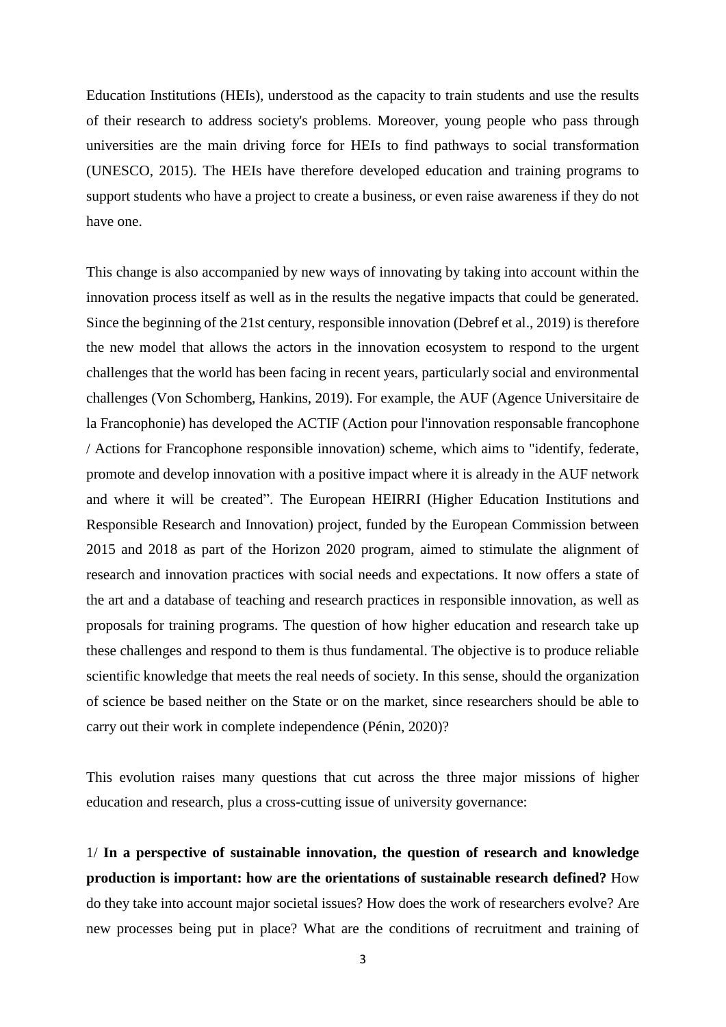Education Institutions (HEIs), understood as the capacity to train students and use the results of their research to address society's problems. Moreover, young people who pass through universities are the main driving force for HEIs to find pathways to social transformation (UNESCO, 2015). The HEIs have therefore developed education and training programs to support students who have a project to create a business, or even raise awareness if they do not have one.

This change is also accompanied by new ways of innovating by taking into account within the innovation process itself as well as in the results the negative impacts that could be generated. Since the beginning of the 21st century, responsible innovation (Debref et al., 2019) is therefore the new model that allows the actors in the innovation ecosystem to respond to the urgent challenges that the world has been facing in recent years, particularly social and environmental challenges (Von Schomberg, Hankins, 2019). For example, the AUF (Agence Universitaire de la Francophonie) has developed the ACTIF (Action pour l'innovation responsable francophone / Actions for Francophone responsible innovation) scheme, which aims to "identify, federate, promote and develop innovation with a positive impact where it is already in the AUF network and where it will be created". The European HEIRRI (Higher Education Institutions and Responsible Research and Innovation) project, funded by the European Commission between 2015 and 2018 as part of the Horizon 2020 program, aimed to stimulate the alignment of research and innovation practices with social needs and expectations. It now offers a state of the art and a database of teaching and research practices in responsible innovation, as well as proposals for training programs. The question of how higher education and research take up these challenges and respond to them is thus fundamental. The objective is to produce reliable scientific knowledge that meets the real needs of society. In this sense, should the organization of science be based neither on the State or on the market, since researchers should be able to carry out their work in complete independence (Pénin, 2020)?

This evolution raises many questions that cut across the three major missions of higher education and research, plus a cross-cutting issue of university governance:

1/ **In a perspective of sustainable innovation, the question of research and knowledge production is important: how are the orientations of sustainable research defined?** How do they take into account major societal issues? How does the work of researchers evolve? Are new processes being put in place? What are the conditions of recruitment and training of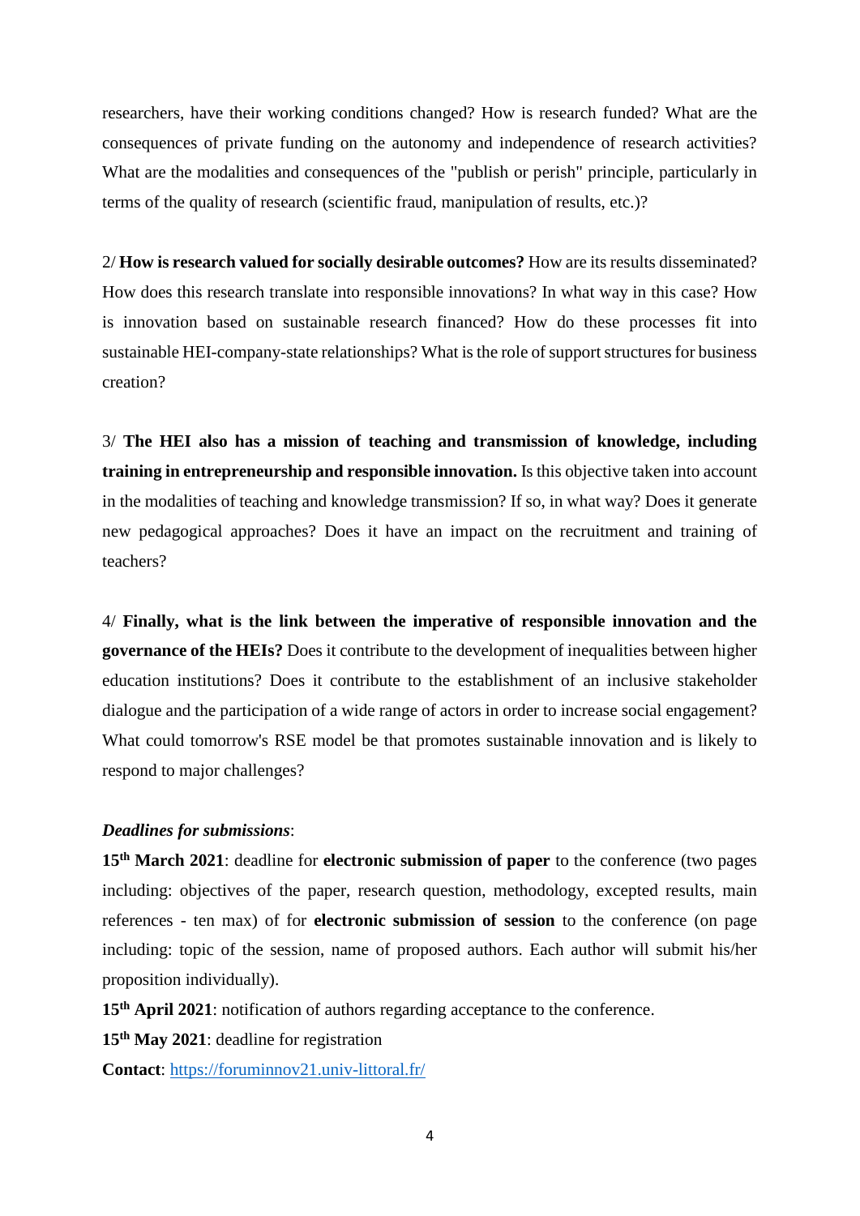researchers, have their working conditions changed? How is research funded? What are the consequences of private funding on the autonomy and independence of research activities? What are the modalities and consequences of the "publish or perish" principle, particularly in terms of the quality of research (scientific fraud, manipulation of results, etc.)?

2/ **How is research valued for socially desirable outcomes?** How are its results disseminated? How does this research translate into responsible innovations? In what way in this case? How is innovation based on sustainable research financed? How do these processes fit into sustainable HEI-company-state relationships? What is the role of support structures for business creation?

3/ **The HEI also has a mission of teaching and transmission of knowledge, including training in entrepreneurship and responsible innovation.** Is this objective taken into account in the modalities of teaching and knowledge transmission? If so, in what way? Does it generate new pedagogical approaches? Does it have an impact on the recruitment and training of teachers?

4/ **Finally, what is the link between the imperative of responsible innovation and the governance of the HEIs?** Does it contribute to the development of inequalities between higher education institutions? Does it contribute to the establishment of an inclusive stakeholder dialogue and the participation of a wide range of actors in order to increase social engagement? What could tomorrow's RSE model be that promotes sustainable innovation and is likely to respond to major challenges?

***Deadlines for submissions***:

**15th March 2021**: deadline for **electronic submission of paper** to the conference (two pages including: objectives of the paper, research question, methodology, excepted results, main references - ten max) of for **electronic submission of session** to the conference (on page including: topic of the session, name of proposed authors. Each author will submit his/her proposition individually).

**15th April 2021**: notification of authors regarding acceptance to the conference.

**15th May 2021**: deadline for registration

**Contact**: https://foruminnov21.univ-littoral.fr/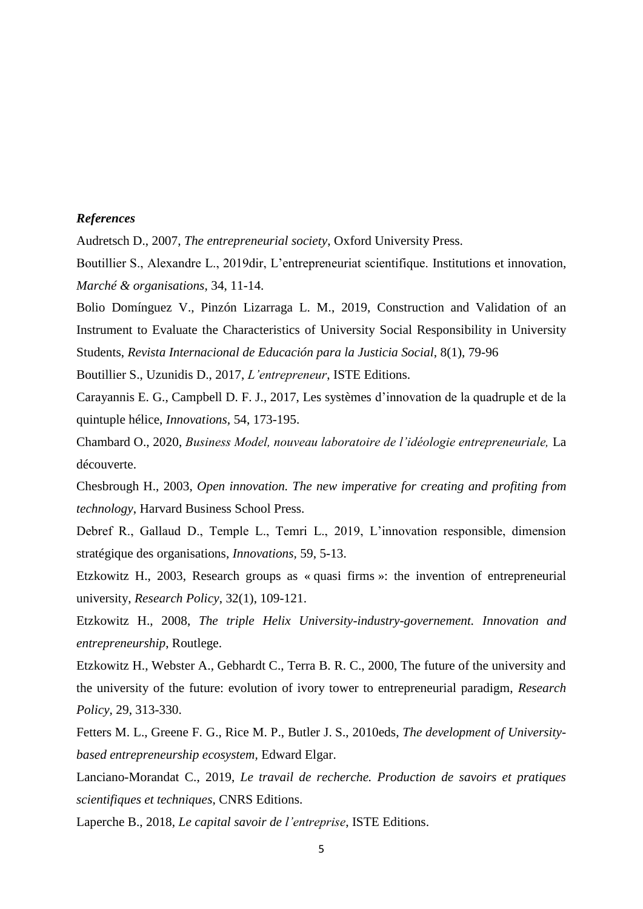***References***

Audretsch D., 2007, *The entrepreneurial society*, Oxford University Press.

Boutillier S., Alexandre L., 2019dir, L'entrepreneuriat scientifique. Institutions et innovation, *Marché & organisations*, 34, 11-14.

Bolio Domínguez V., Pinzón Lizarraga L. M., 2019, Construction and Validation of an Instrument to Evaluate the Characteristics of University Social Responsibility in University Students, *Revista Internacional de Educación para la Justicia Social*, 8(1), 79-96

Boutillier S., Uzunidis D., 2017, *L'entrepreneur*, ISTE Editions.

Carayannis E. G., Campbell D. F. J., 2017, Les systèmes d'innovation de la quadruple et de la quintuple hélice, *Innovations*, 54, 173-195.

Chambard O., 2020, *Business Model, nouveau laboratoire de l'idéologie entrepreneuriale,* La découverte.

Chesbrough H., 2003, *Open innovation. The new imperative for creating and profiting from technology*, Harvard Business School Press.

Debref R., Gallaud D., Temple L., Temri L., 2019, L'innovation responsible, dimension stratégique des organisations, *Innovations*, 59, 5-13.

Etzkowitz H., 2003, Research groups as « quasi firms »: the invention of entrepreneurial university, *Research Policy*, 32(1), 109-121.

Etzkowitz H., 2008, *The triple Helix University-industry-governement. Innovation and entrepreneurship*, Routlege.

Etzkowitz H., Webster A., Gebhardt C., Terra B. R. C., 2000, The future of the university and the university of the future: evolution of ivory tower to entrepreneurial paradigm, *Research Policy*, 29, 313-330.

Fetters M. L., Greene F. G., Rice M. P., Butler J. S., 2010eds, *The development of University-based entrepreneurship ecosystem*, Edward Elgar.

Lanciano-Morandat C., 2019, *Le travail de recherche. Production de savoirs et pratiques scientifiques et techniques*, CNRS Editions.

Laperche B., 2018, *Le capital savoir de l'entreprise*, ISTE Editions.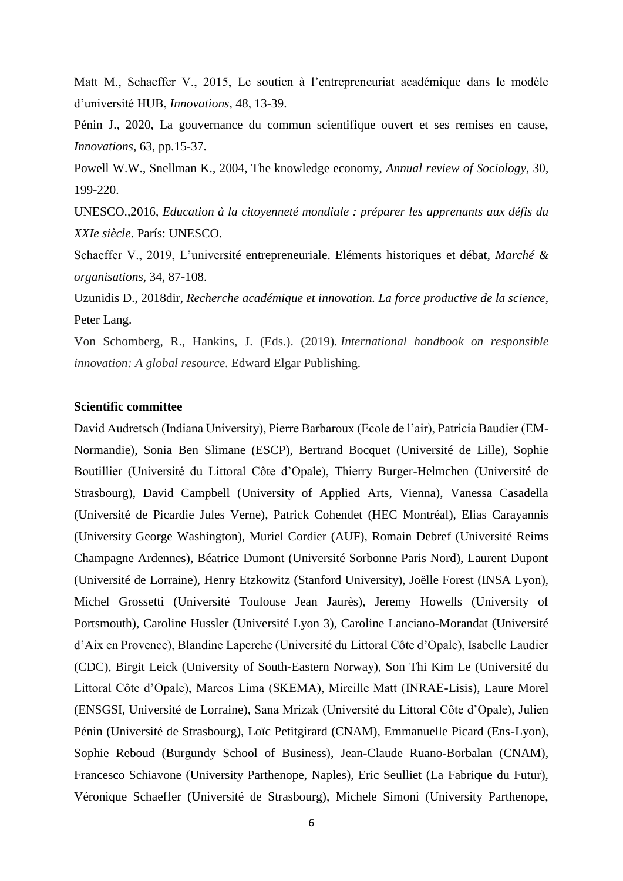Matt M., Schaeffer V., 2015, Le soutien à l'entrepreneuriat académique dans le modèle d'université HUB, *Innovations*, 48, 13-39.

Pénin J., 2020, La gouvernance du commun scientifique ouvert et ses remises en cause, *Innovations*, 63, pp.15-37.

Powell W.W., Snellman K., 2004, The knowledge economy, *Annual review of Sociology*, 30, 199-220.

UNESCO.,2016, *Education à la citoyenneté mondiale : préparer les apprenants aux défis du XXIe siècle*. París: UNESCO.

Schaeffer V., 2019, L'université entrepreneuriale. Eléments historiques et débat, *Marché & organisations*, 34, 87-108.

Uzunidis D., 2018dir, *Recherche académique et innovation. La force productive de la science*, Peter Lang.

Von Schomberg, R., Hankins, J. (Eds.). (2019). *International handbook on responsible innovation: A global resource*. Edward Elgar Publishing.

**Scientific committee**

David Audretsch (Indiana University), Pierre Barbaroux (Ecole de l'air), Patricia Baudier (EM-Normandie), Sonia Ben Slimane (ESCP), Bertrand Bocquet (Université de Lille), Sophie Boutillier (Université du Littoral Côte d'Opale), Thierry Burger-Helmchen (Université de Strasbourg), David Campbell (University of Applied Arts, Vienna), Vanessa Casadella (Université de Picardie Jules Verne), Patrick Cohendet (HEC Montréal), Elias Carayannis (University George Washington), Muriel Cordier (AUF), Romain Debref (Université Reims Champagne Ardennes), Béatrice Dumont (Université Sorbonne Paris Nord), Laurent Dupont (Université de Lorraine), Henry Etzkowitz (Stanford University), Joëlle Forest (INSA Lyon), Michel Grossetti (Université Toulouse Jean Jaurès), Jeremy Howells (University of Portsmouth), Caroline Hussler (Université Lyon 3), Caroline Lanciano-Morandat (Université d'Aix en Provence), Blandine Laperche (Université du Littoral Côte d'Opale), Isabelle Laudier (CDC), Birgit Leick (University of South-Eastern Norway), Son Thi Kim Le (Université du Littoral Côte d'Opale), Marcos Lima (SKEMA), Mireille Matt (INRAE-Lisis), Laure Morel (ENSGSI, Université de Lorraine), Sana Mrizak (Université du Littoral Côte d'Opale), Julien Pénin (Université de Strasbourg), Loïc Petitgirard (CNAM), Emmanuelle Picard (Ens-Lyon), Sophie Reboud (Burgundy School of Business), Jean-Claude Ruano-Borbalan (CNAM), Francesco Schiavone (University Parthenope, Naples), Eric Seulliet (La Fabrique du Futur), Véronique Schaeffer (Université de Strasbourg), Michele Simoni (University Parthenope,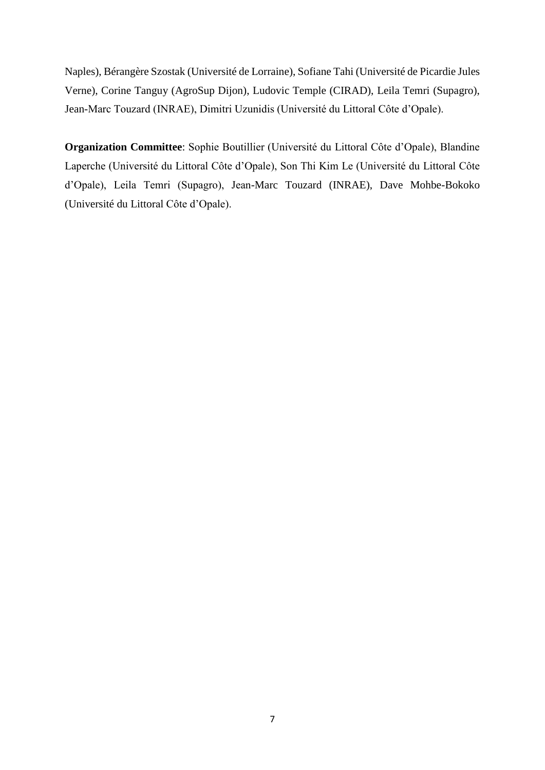Naples), Bérangère Szostak (Université de Lorraine), Sofiane Tahi (Université de Picardie Jules Verne), Corine Tanguy (AgroSup Dijon), Ludovic Temple (CIRAD), Leila Temri (Supagro), Jean-Marc Touzard (INRAE), Dimitri Uzunidis (Université du Littoral Côte d'Opale).

**Organization Committee**: Sophie Boutillier (Université du Littoral Côte d'Opale), Blandine Laperche (Université du Littoral Côte d'Opale), Son Thi Kim Le (Université du Littoral Côte d'Opale), Leila Temri (Supagro), Jean-Marc Touzard (INRAE), Dave Mohbe-Bokoko (Université du Littoral Côte d'Opale).